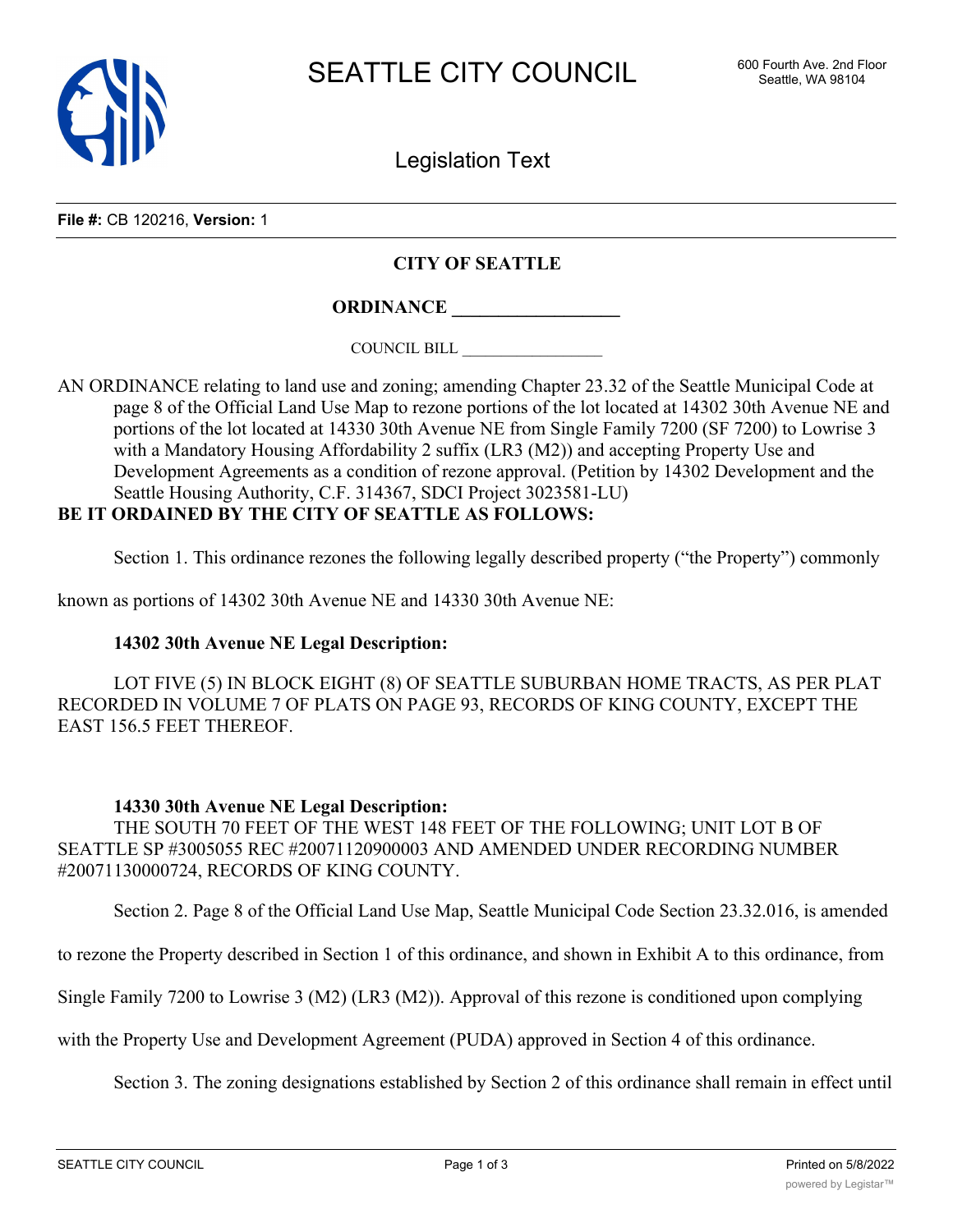# SEATTLE CITY COUNCIL

600 Fourth Ave. 2nd Floor
Seattle, WA 98104

## Legislation Text

**File #:** CB 120216, **Version:** 1

**CITY OF SEATTLE**

**ORDINANCE __________________**

COUNCIL BILL __________________

AN ORDINANCE relating to land use and zoning; amending Chapter 23.32 of the Seattle Municipal Code at page 8 of the Official Land Use Map to rezone portions of the lot located at 14302 30th Avenue NE and portions of the lot located at 14330 30th Avenue NE from Single Family 7200 (SF 7200) to Lowrise 3 with a Mandatory Housing Affordability 2 suffix (LR3 (M2)) and accepting Property Use and Development Agreements as a condition of rezone approval. (Petition by 14302 Development and the Seattle Housing Authority, C.F. 314367, SDCI Project 3023581-LU)

**BE IT ORDAINED BY THE CITY OF SEATTLE AS FOLLOWS:**

Section 1. This ordinance rezones the following legally described property ("the Property") commonly known as portions of 14302 30th Avenue NE and 14330 30th Avenue NE:

**14302 30th Avenue NE Legal Description:**

LOT FIVE (5) IN BLOCK EIGHT (8) OF SEATTLE SUBURBAN HOME TRACTS, AS PER PLAT RECORDED IN VOLUME 7 OF PLATS ON PAGE 93, RECORDS OF KING COUNTY, EXCEPT THE EAST 156.5 FEET THEREOF.

**14330 30th Avenue NE Legal Description:**

THE SOUTH 70 FEET OF THE WEST 148 FEET OF THE FOLLOWING; UNIT LOT B OF SEATTLE SP #3005055 REC #20071120900003 AND AMENDED UNDER RECORDING NUMBER #20071130000724, RECORDS OF KING COUNTY.

Section 2. Page 8 of the Official Land Use Map, Seattle Municipal Code Section 23.32.016, is amended to rezone the Property described in Section 1 of this ordinance, and shown in Exhibit A to this ordinance, from Single Family 7200 to Lowrise 3 (M2) (LR3 (M2)). Approval of this rezone is conditioned upon complying with the Property Use and Development Agreement (PUDA) approved in Section 4 of this ordinance.

Section 3. The zoning designations established by Section 2 of this ordinance shall remain in effect until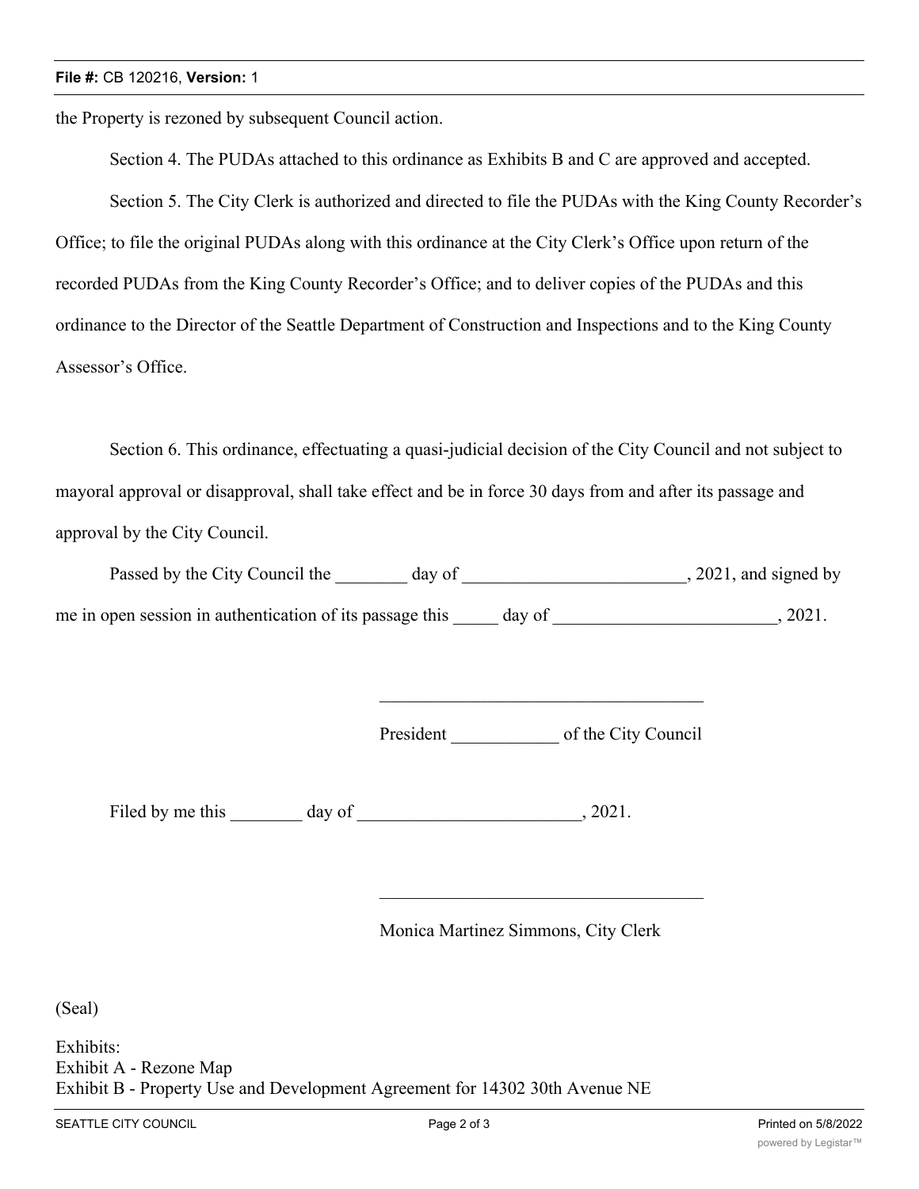the Property is rezoned by subsequent Council action.

Section 4. The PUDAs attached to this ordinance as Exhibits B and C are approved and accepted.

Section 5. The City Clerk is authorized and directed to file the PUDAs with the King County Recorder's Office; to file the original PUDAs along with this ordinance at the City Clerk's Office upon return of the recorded PUDAs from the King County Recorder's Office; and to deliver copies of the PUDAs and this ordinance to the Director of the Seattle Department of Construction and Inspections and to the King County Assessor's Office.

Section 6. This ordinance, effectuating a quasi-judicial decision of the City Council and not subject to mayoral approval or disapproval, shall take effect and be in force 30 days from and after its passage and approval by the City Council.

Passed by the City Council the ________ day of _________________________, 2021, and signed by me in open session in authentication of its passage this _____ day of _________________________, 2021.

____________________________________

President ____________ of the City Council

Filed by me this ________ day of _________________________, 2021.

____________________________________

Monica Martinez Simmons, City Clerk

(Seal)

Exhibits:
Exhibit A - Rezone Map
Exhibit B - Property Use and Development Agreement for 14302 30th Avenue NE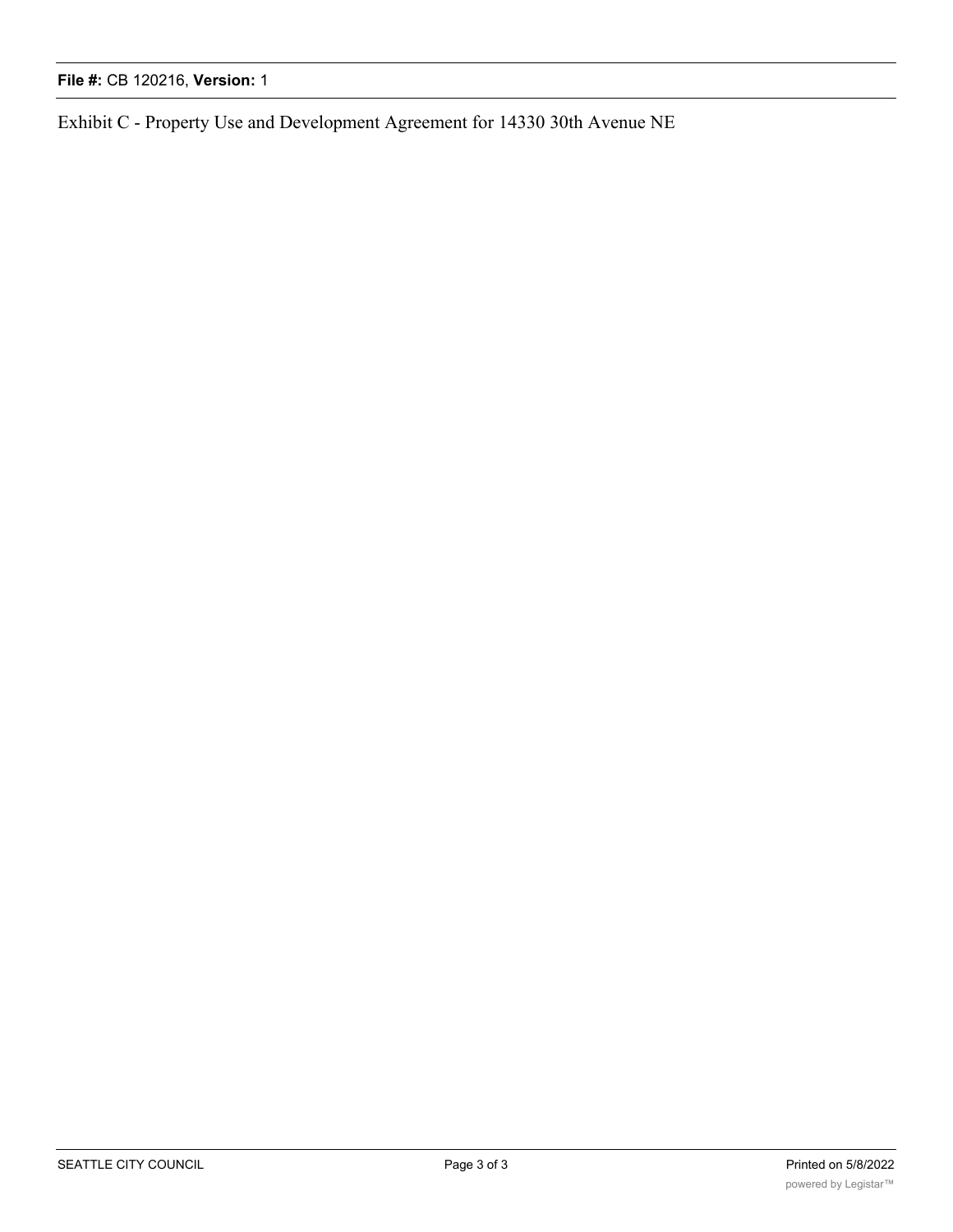Exhibit C - Property Use and Development Agreement for 14330 30th Avenue NE